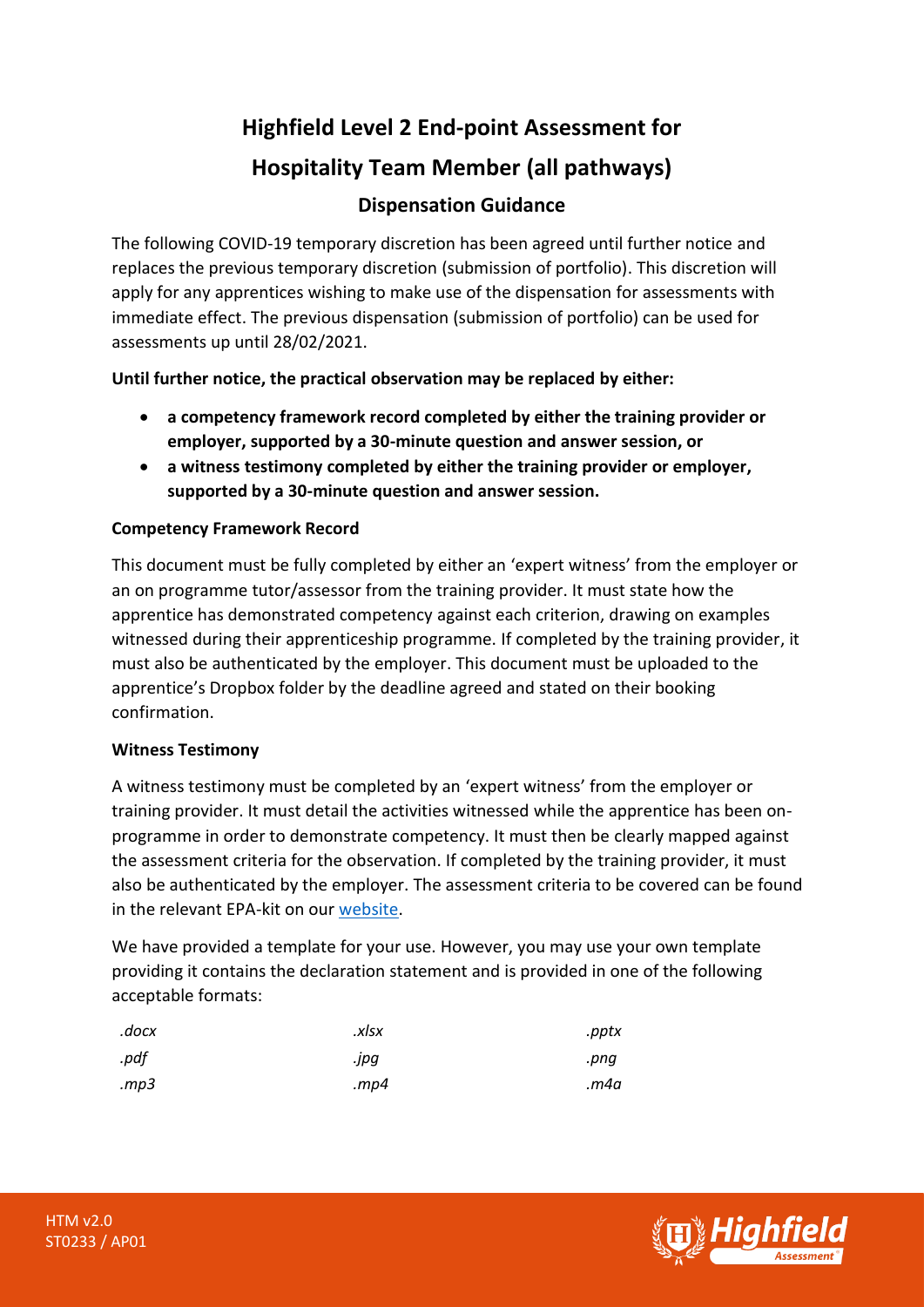# Highfield Level 2 End-point Assessment for Hospitality Team Member (all pathways)

## Dispensation Guidance

The following COVID-19 temporary discretion has been agreed until further notice and replaces the previous temporary discretion (submission of portfolio). This discretion will apply for any apprentices wishing to make use of the dispensation for assessments with immediate effect. The previous dispensation (submission of portfolio) can be used for assessments up until 28/02/2021.

**Until further notice, the practical observation may be replaced by either:**

- **a competency framework record completed by either the training provider or employer, supported by a 30-minute question and answer session, or**
- **a witness testimony completed by either the training provider or employer, supported by a 30-minute question and answer session.**

### Competency Framework Record

This document must be fully completed by either an 'expert witness' from the employer or an on programme tutor/assessor from the training provider. It must state how the apprentice has demonstrated competency against each criterion, drawing on examples witnessed during their apprenticeship programme. If completed by the training provider, it must also be authenticated by the employer. This document must be uploaded to the apprentice's Dropbox folder by the deadline agreed and stated on their booking confirmation.

### Witness Testimony

A witness testimony must be completed by an 'expert witness' from the employer or training provider. It must detail the activities witnessed while the apprentice has been on-programme in order to demonstrate competency. It must then be clearly mapped against the assessment criteria for the observation. If completed by the training provider, it must also be authenticated by the employer. The assessment criteria to be covered can be found in the relevant EPA-kit on our website.

We have provided a template for your use. However, you may use your own template providing it contains the declaration statement and is provided in one of the following acceptable formats:

| | | |
|---|---|---|
| *.docx* | *.xlsx* | *.pptx* |
| *.pdf* | *.jpg* | *.png* |
| *.mp3* | *.mp4* | *.m4a* |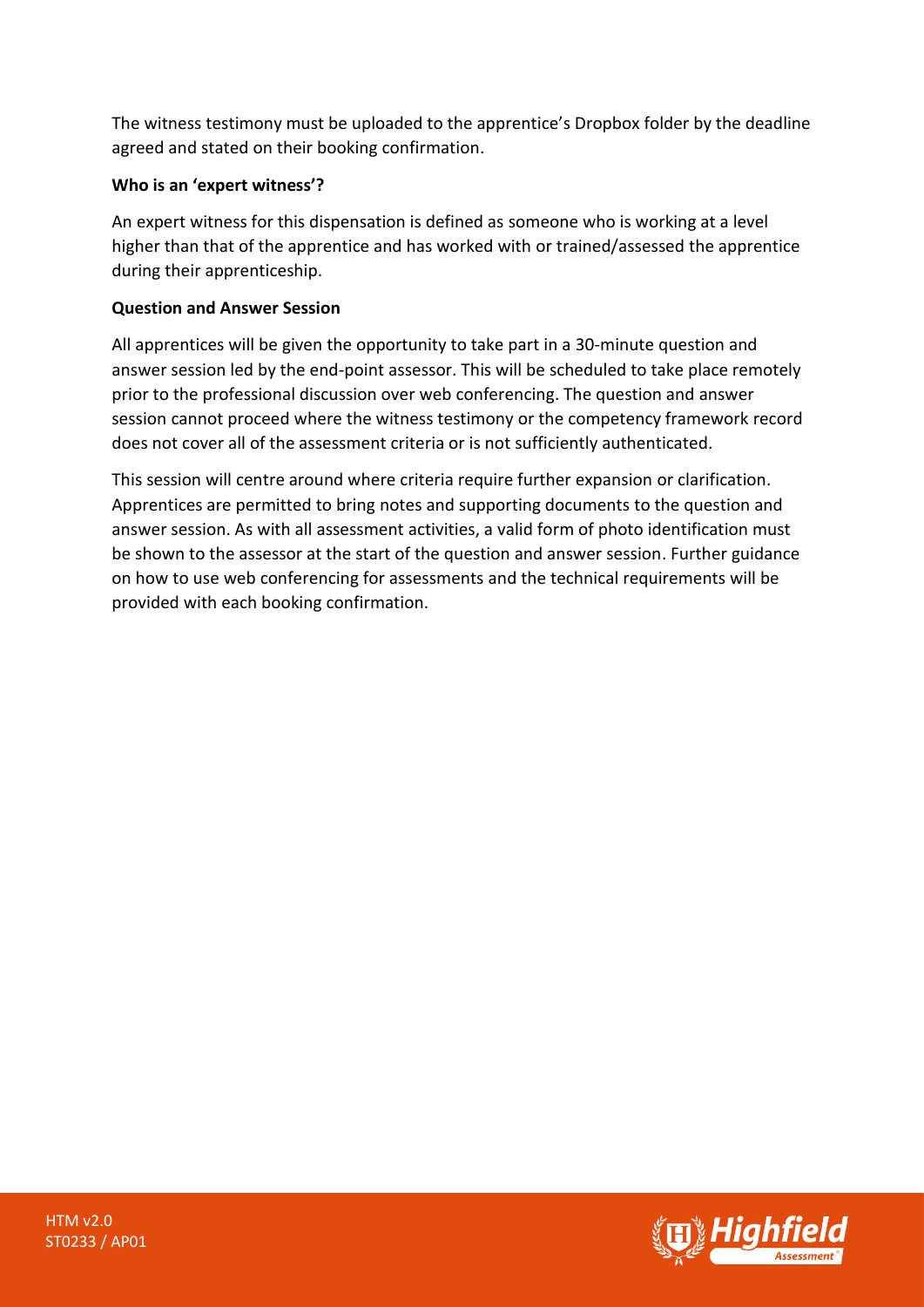The witness testimony must be uploaded to the apprentice's Dropbox folder by the deadline agreed and stated on their booking confirmation.

**Who is an 'expert witness'?**

An expert witness for this dispensation is defined as someone who is working at a level higher than that of the apprentice and has worked with or trained/assessed the apprentice during their apprenticeship.

**Question and Answer Session**

All apprentices will be given the opportunity to take part in a 30-minute question and answer session led by the end-point assessor. This will be scheduled to take place remotely prior to the professional discussion over web conferencing. The question and answer session cannot proceed where the witness testimony or the competency framework record does not cover all of the assessment criteria or is not sufficiently authenticated.

This session will centre around where criteria require further expansion or clarification. Apprentices are permitted to bring notes and supporting documents to the question and answer session. As with all assessment activities, a valid form of photo identification must be shown to the assessor at the start of the question and answer session. Further guidance on how to use web conferencing for assessments and the technical requirements will be provided with each booking confirmation.